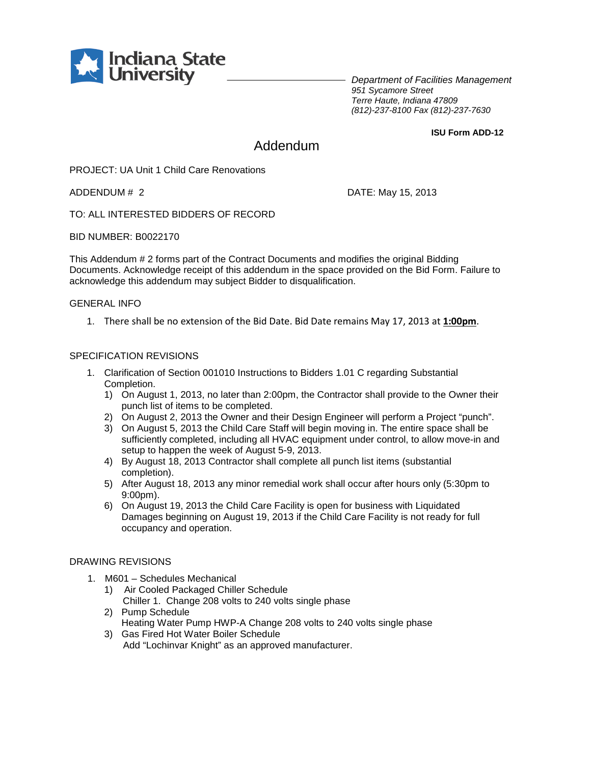Indiana State University

*Department of Facilities Management*
*951 Sycamore Street*
*Terre Haute, Indiana 47809*
*(812)-237-8100 Fax (812)-237-7630*

**ISU Form ADD-12**

# Addendum

PROJECT: UA Unit 1 Child Care Renovations

ADDENDUM # 2 DATE: May 15, 2013

TO: ALL INTERESTED BIDDERS OF RECORD

BID NUMBER: B0022170

This Addendum # 2 forms part of the Contract Documents and modifies the original Bidding Documents. Acknowledge receipt of this addendum in the space provided on the Bid Form. Failure to acknowledge this addendum may subject Bidder to disqualification.

## GENERAL INFO

1. There shall be no extension of the Bid Date. Bid Date remains May 17, 2013 at **1:00pm**.

## SPECIFICATION REVISIONS

1. Clarification of Section 001010 Instructions to Bidders 1.01 C regarding Substantial Completion.
   1) On August 1, 2013, no later than 2:00pm, the Contractor shall provide to the Owner their punch list of items to be completed.
   2) On August 2, 2013 the Owner and their Design Engineer will perform a Project "punch".
   3) On August 5, 2013 the Child Care Staff will begin moving in. The entire space shall be sufficiently completed, including all HVAC equipment under control, to allow move-in and setup to happen the week of August 5-9, 2013.
   4) By August 18, 2013 Contractor shall complete all punch list items (substantial completion).
   5) After August 18, 2013 any minor remedial work shall occur after hours only (5:30pm to 9:00pm).
   6) On August 19, 2013 the Child Care Facility is open for business with Liquidated Damages beginning on August 19, 2013 if the Child Care Facility is not ready for full occupancy and operation.

## DRAWING REVISIONS

1. M601 – Schedules Mechanical
   1) Air Cooled Packaged Chiller Schedule
      Chiller 1. Change 208 volts to 240 volts single phase
   2) Pump Schedule
      Heating Water Pump HWP-A Change 208 volts to 240 volts single phase
   3) Gas Fired Hot Water Boiler Schedule
      Add "Lochinvar Knight" as an approved manufacturer.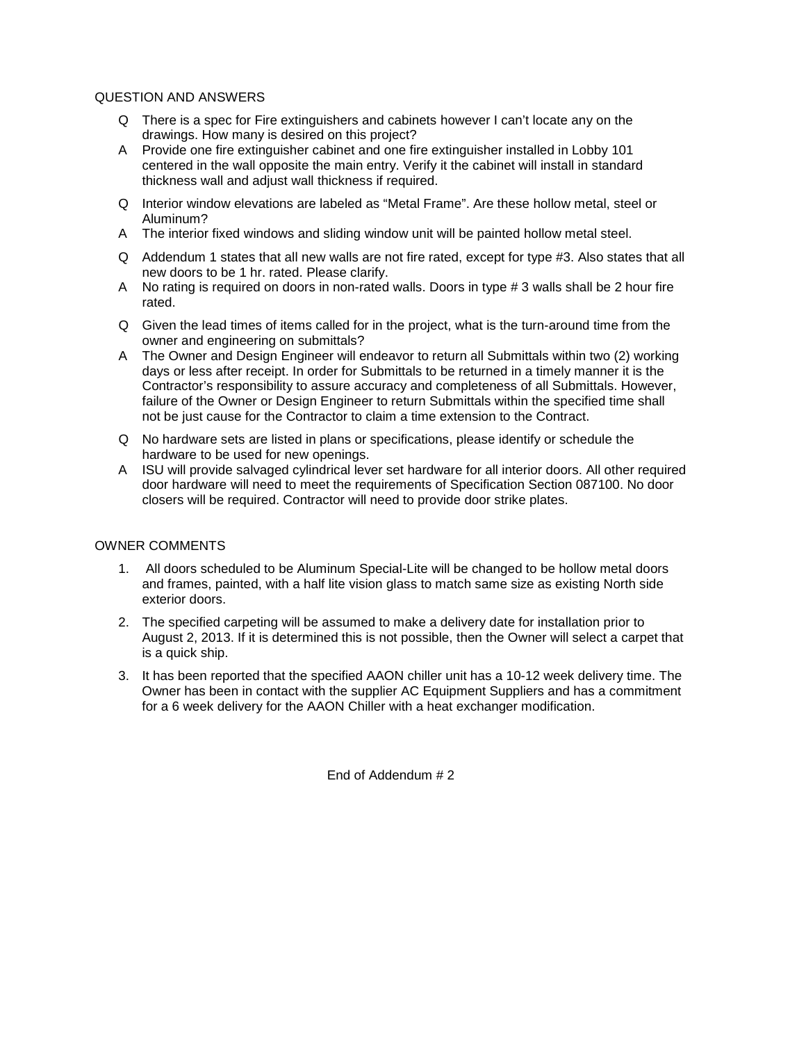## QUESTION AND ANSWERS

Q There is a spec for Fire extinguishers and cabinets however I can't locate any on the drawings. How many is desired on this project?

A Provide one fire extinguisher cabinet and one fire extinguisher installed in Lobby 101 centered in the wall opposite the main entry. Verify it the cabinet will install in standard thickness wall and adjust wall thickness if required.

Q Interior window elevations are labeled as "Metal Frame". Are these hollow metal, steel or Aluminum?

A The interior fixed windows and sliding window unit will be painted hollow metal steel.

Q Addendum 1 states that all new walls are not fire rated, except for type #3. Also states that all new doors to be 1 hr. rated. Please clarify.

A No rating is required on doors in non-rated walls. Doors in type # 3 walls shall be 2 hour fire rated.

Q Given the lead times of items called for in the project, what is the turn-around time from the owner and engineering on submittals?

A The Owner and Design Engineer will endeavor to return all Submittals within two (2) working days or less after receipt. In order for Submittals to be returned in a timely manner it is the Contractor's responsibility to assure accuracy and completeness of all Submittals. However, failure of the Owner or Design Engineer to return Submittals within the specified time shall not be just cause for the Contractor to claim a time extension to the Contract.

Q No hardware sets are listed in plans or specifications, please identify or schedule the hardware to be used for new openings.

A ISU will provide salvaged cylindrical lever set hardware for all interior doors. All other required door hardware will need to meet the requirements of Specification Section 087100. No door closers will be required. Contractor will need to provide door strike plates.

## OWNER COMMENTS

1. All doors scheduled to be Aluminum Special-Lite will be changed to be hollow metal doors and frames, painted, with a half lite vision glass to match same size as existing North side exterior doors.
2. The specified carpeting will be assumed to make a delivery date for installation prior to August 2, 2013. If it is determined this is not possible, then the Owner will select a carpet that is a quick ship.
3. It has been reported that the specified AAON chiller unit has a 10-12 week delivery time. The Owner has been in contact with the supplier AC Equipment Suppliers and has a commitment for a 6 week delivery for the AAON Chiller with a heat exchanger modification.

End of Addendum # 2